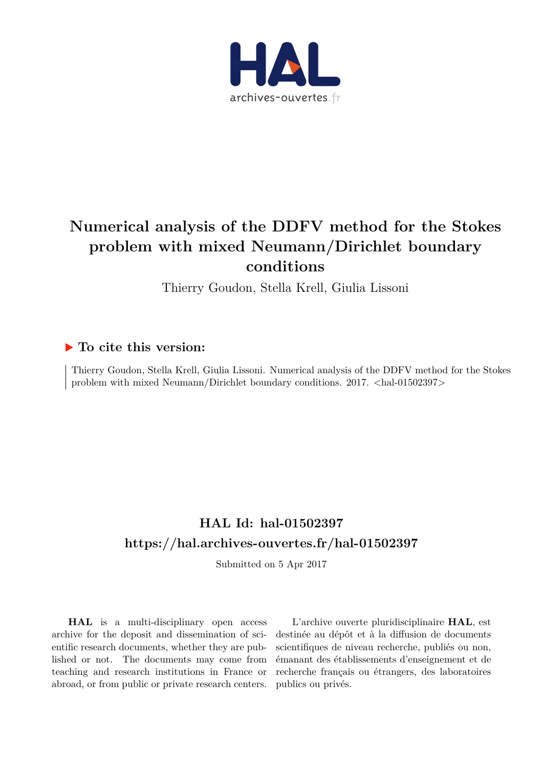# Numerical analysis of the DDFV method for the Stokes problem with mixed Neumann/Dirichlet boundary conditions

Thierry Goudon, Stella Krell, Giulia Lissoni

## ▶ To cite this version:

Thierry Goudon, Stella Krell, Giulia Lissoni. Numerical analysis of the DDFV method for the Stokes problem with mixed Neumann/Dirichlet boundary conditions. 2017. <hal-01502397>

## HAL Id: hal-01502397

## https://hal.archives-ouvertes.fr/hal-01502397

Submitted on 5 Apr 2017

**HAL** is a multi-disciplinary open access archive for the deposit and dissemination of scientific research documents, whether they are published or not. The documents may come from teaching and research institutions in France or abroad, or from public or private research centers.

L'archive ouverte pluridisciplinaire **HAL**, est destinée au dépôt et à la diffusion de documents scientifiques de niveau recherche, publiés ou non, émanant des établissements d'enseignement et de recherche français ou étrangers, des laboratoires publics ou privés.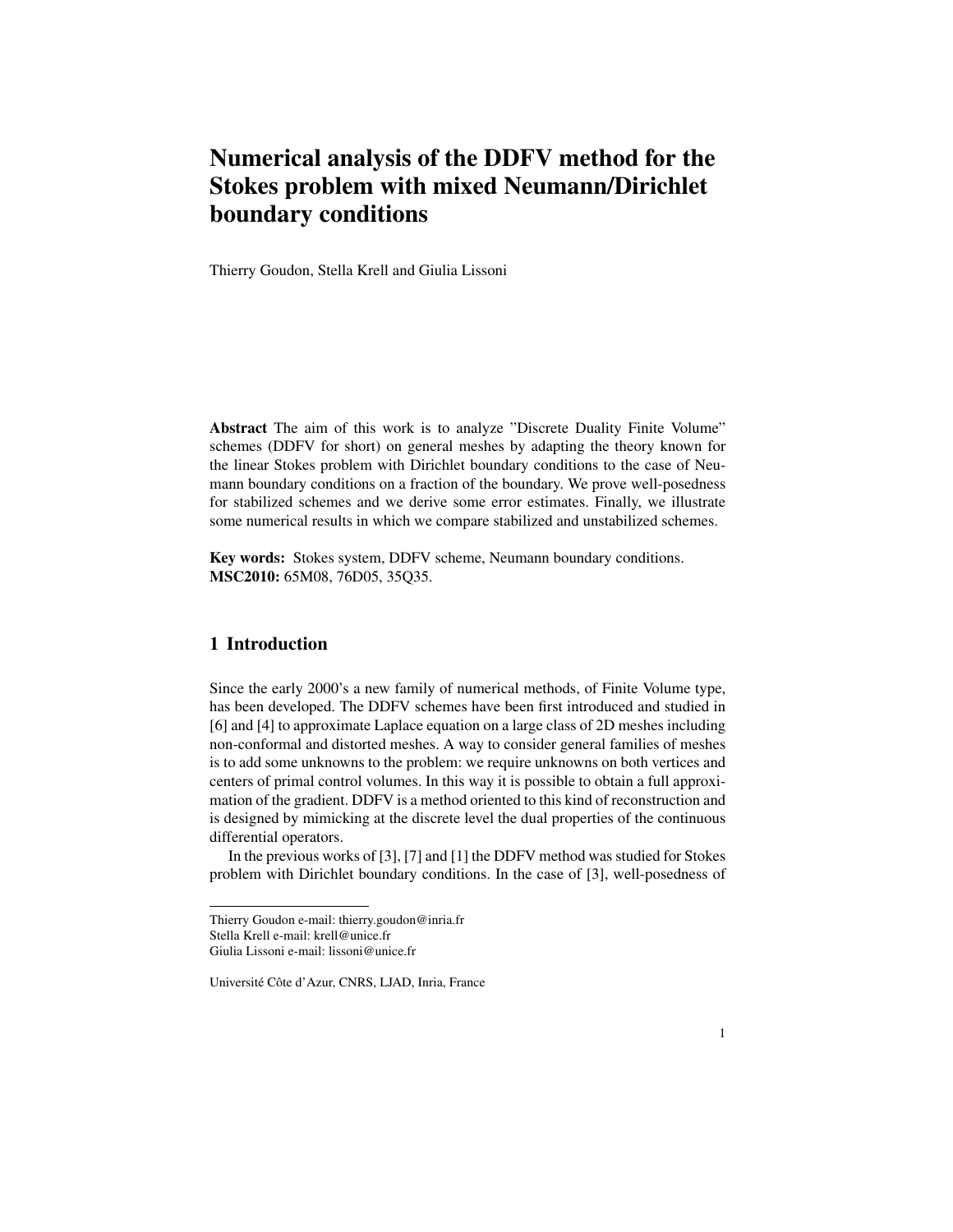# Numerical analysis of the DDFV method for the Stokes problem with mixed Neumann/Dirichlet boundary conditions

Thierry Goudon, Stella Krell and Giulia Lissoni

**Abstract** The aim of this work is to analyze "Discrete Duality Finite Volume" schemes (DDFV for short) on general meshes by adapting the theory known for the linear Stokes problem with Dirichlet boundary conditions to the case of Neumann boundary conditions on a fraction of the boundary. We prove well-posedness for stabilized schemes and we derive some error estimates. Finally, we illustrate some numerical results in which we compare stabilized and unstabilized schemes.

**Key words:** Stokes system, DDFV scheme, Neumann boundary conditions.
**MSC2010:** 65M08, 76D05, 35Q35.

## 1 Introduction

Since the early 2000's a new family of numerical methods, of Finite Volume type, has been developed. The DDFV schemes have been first introduced and studied in [6] and [4] to approximate Laplace equation on a large class of 2D meshes including non-conformal and distorted meshes. A way to consider general families of meshes is to add some unknowns to the problem: we require unknowns on both vertices and centers of primal control volumes. In this way it is possible to obtain a full approximation of the gradient. DDFV is a method oriented to this kind of reconstruction and is designed by mimicking at the discrete level the dual properties of the continuous differential operators.

In the previous works of [3], [7] and [1] the DDFV method was studied for Stokes problem with Dirichlet boundary conditions. In the case of [3], well-posedness of

---

Thierry Goudon e-mail: thierry.goudon@inria.fr
Stella Krell e-mail: krell@unice.fr
Giulia Lissoni e-mail: lissoni@unice.fr

Université Côte d'Azur, CNRS, LJAD, Inria, France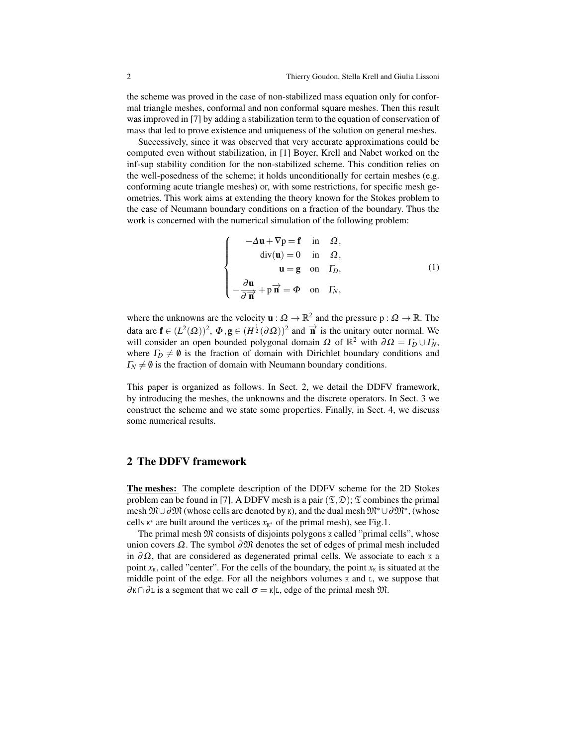the scheme was proved in the case of non-stabilized mass equation only for conformal triangle meshes, conformal and non conformal square meshes. Then this result was improved in [7] by adding a stabilization term to the equation of conservation of mass that led to prove existence and uniqueness of the solution on general meshes.

Successively, since it was observed that very accurate approximations could be computed even without stabilization, in [1] Boyer, Krell and Nabet worked on the inf-sup stability condition for the non-stabilized scheme. This condition relies on the well-posedness of the scheme; it holds unconditionally for certain meshes (e.g. conforming acute triangle meshes) or, with some restrictions, for specific mesh geometries. This work aims at extending the theory known for the Stokes problem to the case of Neumann boundary conditions on a fraction of the boundary. Thus the work is concerned with the numerical simulation of the following problem:

$$\begin{cases} -\Delta \mathbf{u} + \nabla \mathrm{p} = \mathbf{f} & \text{in} \quad \Omega, \\ \mathrm{div}(\mathbf{u}) = 0 & \text{in} \quad \Omega, \\ \mathbf{u} = \mathbf{g} & \text{on} \quad \Gamma_D, \\ -\dfrac{\partial \mathbf{u}}{\partial \overrightarrow{\mathbf{n}}} + \mathrm{p}\,\overrightarrow{\mathbf{n}} = \Phi & \text{on} \quad \Gamma_N, \end{cases} \tag{1}$$

where the unknowns are the velocity $\mathbf{u} : \Omega \to \mathbb{R}^2$ and the pressure $\mathrm{p} : \Omega \to \mathbb{R}$. The data are $\mathbf{f} \in (L^2(\Omega))^2$, $\Phi, \mathbf{g} \in (H^{\frac{1}{2}}(\partial\Omega))^2$ and $\overrightarrow{\mathbf{n}}$ is the unitary outer normal. We will consider an open bounded polygonal domain $\Omega$ of $\mathbb{R}^2$ with $\partial\Omega = \Gamma_D \cup \Gamma_N$, where $\Gamma_D \neq \emptyset$ is the fraction of domain with Dirichlet boundary conditions and $\Gamma_N \neq \emptyset$ is the fraction of domain with Neumann boundary conditions.

This paper is organized as follows. In Sect. 2, we detail the DDFV framework, by introducing the meshes, the unknowns and the discrete operators. In Sect. 3 we construct the scheme and we state some properties. Finally, in Sect. 4, we discuss some numerical results.

## 2 The DDFV framework

**The meshes:** The complete description of the DDFV scheme for the 2D Stokes problem can be found in [7]. A DDFV mesh is a pair $(\mathfrak{T}, \mathfrak{D})$; $\mathfrak{T}$ combines the primal mesh $\mathfrak{M} \cup \partial\mathfrak{M}$ (whose cells are denoted by $\kappa$), and the dual mesh $\mathfrak{M}^* \cup \partial\mathfrak{M}^*$, (whose cells $\kappa^*$ are built around the vertices $x_{\kappa^*}$ of the primal mesh), see Fig.1.

The primal mesh $\mathfrak{M}$ consists of disjoints polygons $\kappa$ called "primal cells", whose union covers $\Omega$. The symbol $\partial\mathfrak{M}$ denotes the set of edges of primal mesh included in $\partial\Omega$, that are considered as degenerated primal cells. We associate to each $\kappa$ a point $x_\kappa$, called "center". For the cells of the boundary, the point $x_\kappa$ is situated at the middle point of the edge. For all the neighbors volumes $\kappa$ and $\mathrm{L}$, we suppose that $\partial\kappa \cap \partial\mathrm{L}$ is a segment that we call $\sigma = \kappa|\mathrm{L}$, edge of the primal mesh $\mathfrak{M}$.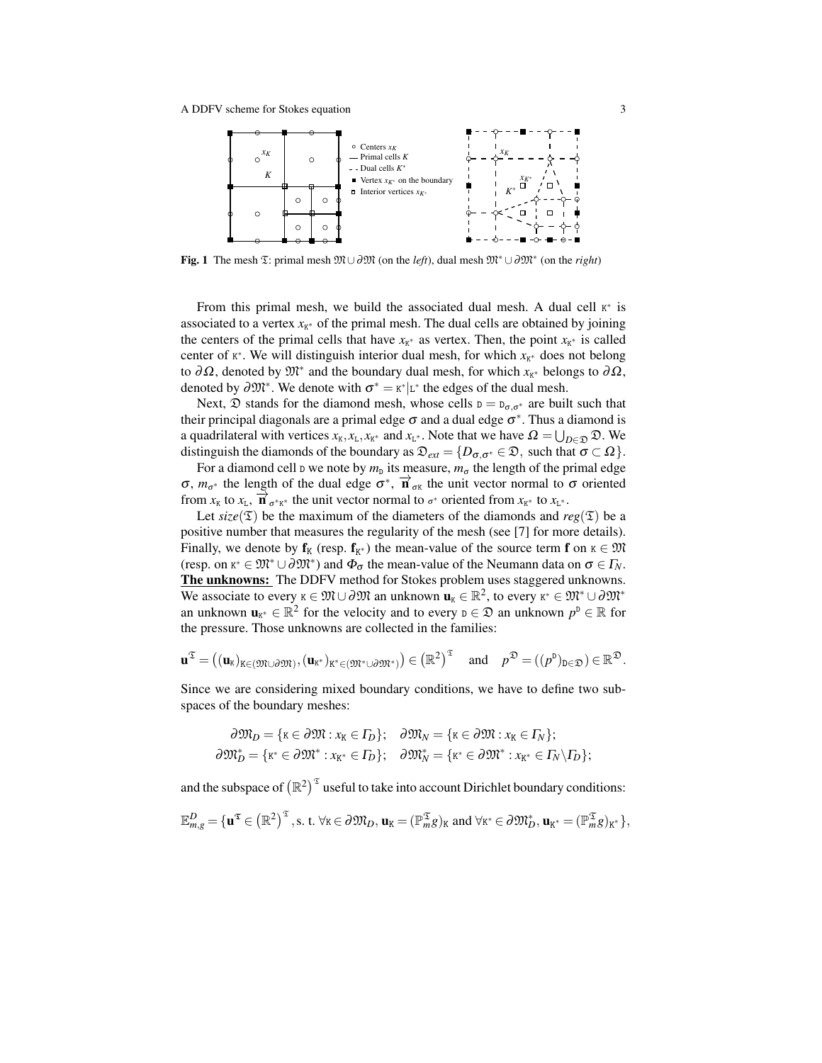Fig. 1 The mesh $\mathfrak{T}$: primal mesh $\mathfrak{M} \cup \partial\mathfrak{M}$ (on the *left*), dual mesh $\mathfrak{M}^* \cup \partial\mathfrak{M}^*$ (on the *right*)

From this primal mesh, we build the associated dual mesh. A dual cell $K^*$ is associated to a vertex $x_{K^*}$ of the primal mesh. The dual cells are obtained by joining the centers of the primal cells that have $x_{K^*}$ as vertex. Then, the point $x_{K^*}$ is called center of $K^*$. We will distinguish interior dual mesh, for which $x_{K^*}$ does not belong to $\partial\Omega$, denoted by $\mathfrak{M}^*$ and the boundary dual mesh, for which $x_{K^*}$ belongs to $\partial\Omega$, denoted by $\partial\mathfrak{M}^*$. We denote with $\sigma^* = K^*|L^*$ the edges of the dual mesh.

Next, $\mathfrak{D}$ stands for the diamond mesh, whose cells $D = D_{\sigma,\sigma^*}$ are built such that their principal diagonals are a primal edge $\sigma$ and a dual edge $\sigma^*$. Thus a diamond is a quadrilateral with vertices $x_K, x_L, x_{K^*}$ and $x_{L^*}$. Note that we have $\Omega = \bigcup_{D\in\mathfrak{D}} \mathfrak{D}$. We distinguish the diamonds of the boundary as $\mathfrak{D}_{ext} = \{D_{\sigma,\sigma^*} \in \mathfrak{D}, \text{ such that } \sigma \subset \Omega\}$.

For a diamond cell $D$ we note by $m_D$ its measure, $m_\sigma$ the length of the primal edge $\sigma$, $m_{\sigma^*}$ the length of the dual edge $\sigma^*$, $\vec{\mathbf{n}}_{\sigma K}$ the unit vector normal to $\sigma$ oriented from $x_K$ to $x_L$, $\vec{\mathbf{n}}_{\sigma^* K^*}$ the unit vector normal to $\sigma^*$ oriented from $x_{K^*}$ to $x_{L^*}$.

Let $size(\mathfrak{T})$ be the maximum of the diameters of the diamonds and $reg(\mathfrak{T})$ be a positive number that measures the regularity of the mesh (see [7] for more details). Finally, we denote by $\mathbf{f}_K$ (resp. $\mathbf{f}_{K^*}$) the mean-value of the source term $\mathbf{f}$ on $K \in \mathfrak{M}$ (resp. on $K^* \in \mathfrak{M}^* \cup \partial\mathfrak{M}^*$) and $\Phi_\sigma$ the mean-value of the Neumann data on $\sigma \in \Gamma_N$.

**The unknowns:** The DDFV method for Stokes problem uses staggered unknowns. We associate to every $K \in \mathfrak{M} \cup \partial\mathfrak{M}$ an unknown $\mathbf{u}_K \in \mathbb{R}^2$, to every $K^* \in \mathfrak{M}^* \cup \partial\mathfrak{M}^*$ an unknown $\mathbf{u}_{K^*} \in \mathbb{R}^2$ for the velocity and to every $D \in \mathfrak{D}$ an unknown $p^D \in \mathbb{R}$ for the pressure. Those unknowns are collected in the families:

$$\mathbf{u}^{\mathfrak{T}} = \left((\mathbf{u}_K)_{K\in(\mathfrak{M}\cup\partial\mathfrak{M})}, (\mathbf{u}_{K^*})_{K^*\in(\mathfrak{M}^*\cup\partial\mathfrak{M}^*)}\right) \in \left(\mathbb{R}^2\right)^{\mathfrak{T}} \quad \text{and} \quad p^{\mathfrak{D}} = \left((p^D)_{D\in\mathfrak{D}}\right) \in \mathbb{R}^{\mathfrak{D}}.$$

Since we are considering mixed boundary conditions, we have to define two subspaces of the boundary meshes:

$$\partial\mathfrak{M}_D = \{K \in \partial\mathfrak{M} : x_K \in \Gamma_D\}; \quad \partial\mathfrak{M}_N = \{K \in \partial\mathfrak{M} : x_K \in \Gamma_N\};$$
$$\partial\mathfrak{M}^*_D = \{K^* \in \partial\mathfrak{M}^* : x_{K^*} \in \Gamma_D\}; \quad \partial\mathfrak{M}^*_N = \{K^* \in \partial\mathfrak{M}^* : x_{K^*} \in \Gamma_N \backslash \Gamma_D\};$$

and the subspace of $\left(\mathbb{R}^2\right)^{\mathfrak{T}}$ useful to take into account Dirichlet boundary conditions:

$$\mathbb{E}^D_{m,g} = \{\mathbf{u}^{\mathfrak{T}} \in \left(\mathbb{R}^2\right)^{\mathfrak{T}}, \text{s. t. } \forall K \in \partial\mathfrak{M}_D, \mathbf{u}_K = (\mathbb{P}^{\mathfrak{T}}_m g)_K \text{ and } \forall K^* \in \partial\mathfrak{M}^*_D, \mathbf{u}_{K^*} = (\mathbb{P}^{\mathfrak{T}}_m g)_{K^*}\},$$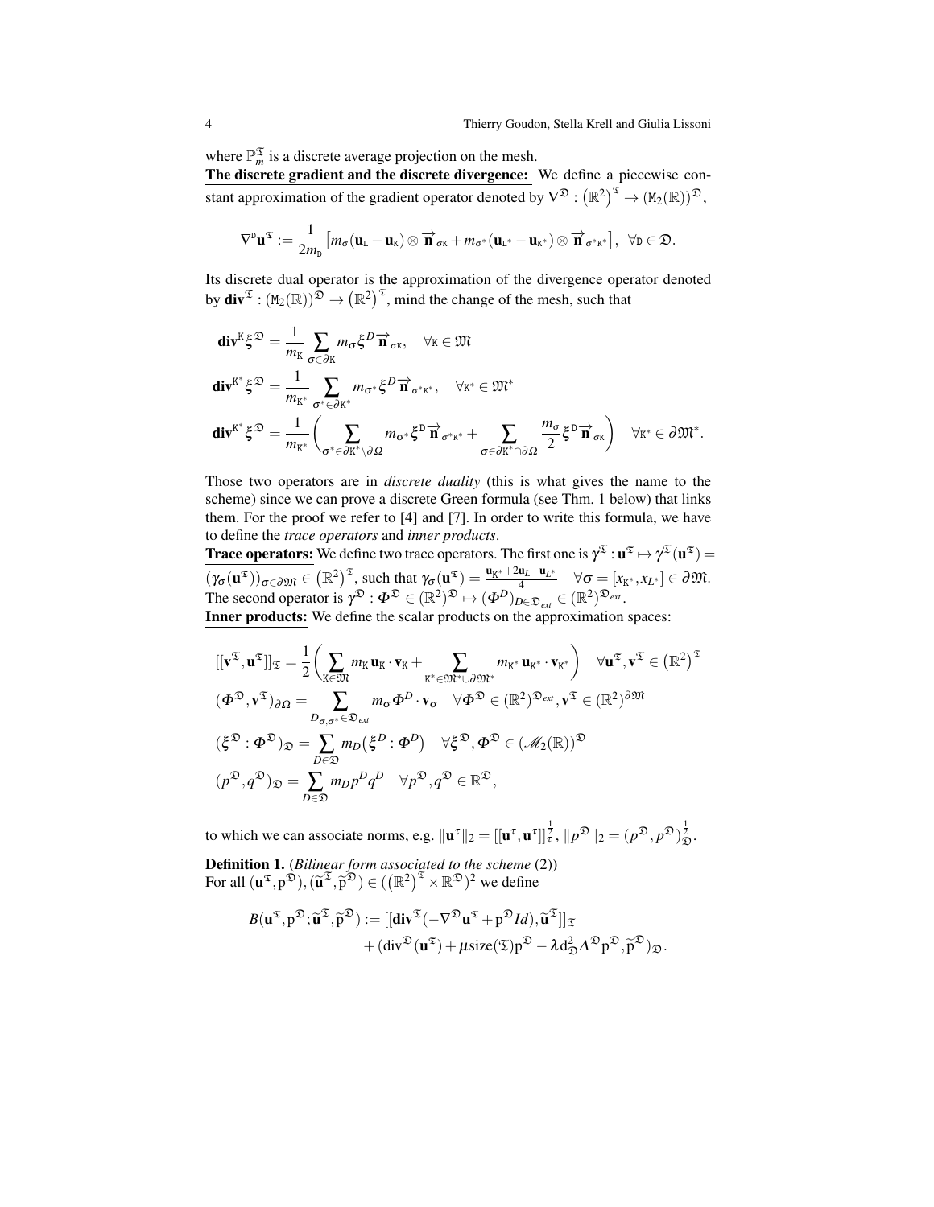where $\mathbb{P}_m^{\mathfrak{T}}$ is a discrete average projection on the mesh.

**The discrete gradient and the discrete divergence:** We define a piecewise constant approximation of the gradient operator denoted by $\nabla^{\mathfrak{D}} : \left(\mathbb{R}^2\right)^{\mathfrak{T}} \to (\mathtt{M}_2(\mathbb{R}))^{\mathfrak{D}}$,

$$\nabla^{\mathtt{D}}\mathbf{u}^{\mathfrak{T}} := \frac{1}{2m_{\mathtt{D}}}\left[m_\sigma(\mathbf{u}_{\mathtt{L}} - \mathbf{u}_{\mathtt{K}}) \otimes \overrightarrow{\mathbf{n}}_{\sigma\mathtt{K}} + m_{\sigma^*}(\mathbf{u}_{\mathtt{L}^*} - \mathbf{u}_{\mathtt{K}^*}) \otimes \overrightarrow{\mathbf{n}}_{\sigma^*\mathtt{K}^*}\right], \quad \forall \mathtt{D} \in \mathfrak{D}.$$

Its discrete dual operator is the approximation of the divergence operator denoted by $\mathbf{div}^{\mathfrak{T}} : (\mathtt{M}_2(\mathbb{R}))^{\mathfrak{D}} \to \left(\mathbb{R}^2\right)^{\mathfrak{T}}$, mind the change of the mesh, such that

$$\mathbf{div}^{\mathtt{K}}\xi^{\mathfrak{D}} = \frac{1}{m_{\mathtt{K}}}\sum_{\sigma\in\partial\mathtt{K}} m_\sigma \xi^D \overrightarrow{\mathbf{n}}_{\sigma\mathtt{K}}, \quad \forall \mathtt{K} \in \mathfrak{M}$$

$$\mathbf{div}^{\mathtt{K}^*}\xi^{\mathfrak{D}} = \frac{1}{m_{\mathtt{K}^*}}\sum_{\sigma^*\in\partial\mathtt{K}^*} m_{\sigma^*} \xi^D \overrightarrow{\mathbf{n}}_{\sigma^*\mathtt{K}^*}, \quad \forall \mathtt{K}^* \in \mathfrak{M}^*$$

$$\mathbf{div}^{\mathtt{K}^*}\xi^{\mathfrak{D}} = \frac{1}{m_{\mathtt{K}^*}}\left(\sum_{\sigma^*\in\partial\mathtt{K}^*\setminus\partial\Omega} m_{\sigma^*} \xi^D \overrightarrow{\mathbf{n}}_{\sigma^*\mathtt{K}^*} + \sum_{\sigma\in\partial\mathtt{K}^*\cap\partial\Omega} \frac{m_\sigma}{2}\xi^{\mathtt{D}} \overrightarrow{\mathbf{n}}_{\sigma\mathtt{K}}\right) \quad \forall \mathtt{K}^* \in \partial\mathfrak{M}^*.$$

Those two operators are in *discrete duality* (this is what gives the name to the scheme) since we can prove a discrete Green formula (see Thm. 1 below) that links them. For the proof we refer to [4] and [7]. In order to write this formula, we have to define the *trace operators* and *inner products*.

**Trace operators:** We define two trace operators. The first one is $\gamma^{\mathfrak{T}} : \mathbf{u}^{\mathfrak{T}} \mapsto \gamma^{\mathfrak{T}}(\mathbf{u}^{\mathfrak{T}}) = (\gamma_\sigma(\mathbf{u}^{\mathfrak{T}}))_{\sigma\in\partial\mathfrak{M}} \in \left(\mathbb{R}^2\right)^{\mathfrak{T}}$, such that $\gamma_\sigma(\mathbf{u}^{\mathfrak{T}}) = \frac{\mathbf{u}_{\mathtt{K}^*} + 2\mathbf{u}_L + \mathbf{u}_{L^*}}{4} \quad \forall \sigma = [x_{\mathtt{K}^*}, x_{L^*}] \in \partial\mathfrak{M}$.
The second operator is $\gamma^{\mathfrak{D}} : \Phi^{\mathfrak{D}} \in (\mathbb{R}^2)^{\mathfrak{D}} \mapsto (\Phi^D)_{D\in\mathfrak{D}_{ext}} \in (\mathbb{R}^2)^{\mathfrak{D}_{ext}}$.

**Inner products:** We define the scalar products on the approximation spaces:

$$[[\mathbf{v}^{\mathfrak{T}}, \mathbf{u}^{\mathfrak{T}}]]_{\mathfrak{T}} = \frac{1}{2}\left(\sum_{\mathtt{K}\in\mathfrak{M}} m_{\mathtt{K}}\mathbf{u}_{\mathtt{K}}\cdot\mathbf{v}_{\mathtt{K}} + \sum_{\mathtt{K}^*\in\mathfrak{M}^*\cup\partial\mathfrak{M}^*} m_{\mathtt{K}^*}\mathbf{u}_{\mathtt{K}^*}\cdot\mathbf{v}_{\mathtt{K}^*}\right) \quad \forall \mathbf{u}^{\mathfrak{T}}, \mathbf{v}^{\mathfrak{T}} \in \left(\mathbb{R}^2\right)^{\mathfrak{T}}$$

$$(\Phi^{\mathfrak{D}}, \mathbf{v}^{\mathfrak{T}})_{\partial\Omega} = \sum_{D_{\sigma,\sigma^*}\in\mathfrak{D}_{ext}} m_\sigma \Phi^D \cdot \mathbf{v}_\sigma \quad \forall \Phi^{\mathfrak{D}} \in (\mathbb{R}^2)^{\mathfrak{D}_{ext}}, \mathbf{v}^{\mathfrak{T}} \in (\mathbb{R}^2)^{\partial\mathfrak{M}}$$

$$(\xi^{\mathfrak{D}} : \Phi^{\mathfrak{D}})_{\mathfrak{D}} = \sum_{D\in\mathfrak{D}} m_D\left(\xi^D : \Phi^D\right) \quad \forall \xi^{\mathfrak{D}}, \Phi^{\mathfrak{D}} \in (\mathscr{M}_2(\mathbb{R}))^{\mathfrak{D}}$$

$$(p^{\mathfrak{D}}, q^{\mathfrak{D}})_{\mathfrak{D}} = \sum_{D\in\mathfrak{D}} m_D p^D q^D \quad \forall p^{\mathfrak{D}}, q^{\mathfrak{D}} \in \mathbb{R}^{\mathfrak{D}},$$

to which we can associate norms, e.g. $\|\mathbf{u}^{\tau}\|_2 = [[\mathbf{u}^{\tau}, \mathbf{u}^{\tau}]]_{\tau}^{\frac{1}{2}}$, $\|p^{\mathfrak{D}}\|_2 = (p^{\mathfrak{D}}, p^{\mathfrak{D}})_{\mathfrak{D}}^{\frac{1}{2}}$.

**Definition 1.** (*Bilinear form associated to the scheme* (2))
For all $(\mathbf{u}^{\mathfrak{T}}, \mathrm{p}^{\mathfrak{D}}), (\widetilde{\mathbf{u}}^{\mathfrak{T}}, \widetilde{\mathrm{p}}^{\mathfrak{D}}) \in (\left(\mathbb{R}^2\right)^{\mathfrak{T}} \times \mathbb{R}^{\mathfrak{D}})^2$ we define

$$B(\mathbf{u}^{\mathfrak{T}}, \mathrm{p}^{\mathfrak{D}}; \widetilde{\mathbf{u}}^{\mathfrak{T}}, \widetilde{\mathrm{p}}^{\mathfrak{D}}) := [[\mathbf{div}^{\mathfrak{T}}(-\nabla^{\mathfrak{D}}\mathbf{u}^{\mathfrak{T}} + \mathrm{p}^{\mathfrak{D}} Id), \widetilde{\mathbf{u}}^{\mathfrak{T}}]]_{\mathfrak{T}}$$
$$+ (\mathrm{div}^{\mathfrak{D}}(\mathbf{u}^{\mathfrak{T}}) + \mu\,\mathrm{size}(\mathfrak{T})\mathrm{p}^{\mathfrak{D}} - \lambda \mathrm{d}_{\mathfrak{D}}^2 \Delta^{\mathfrak{D}}\mathrm{p}^{\mathfrak{D}}, \widetilde{\mathrm{p}}^{\mathfrak{D}})_{\mathfrak{D}}.$$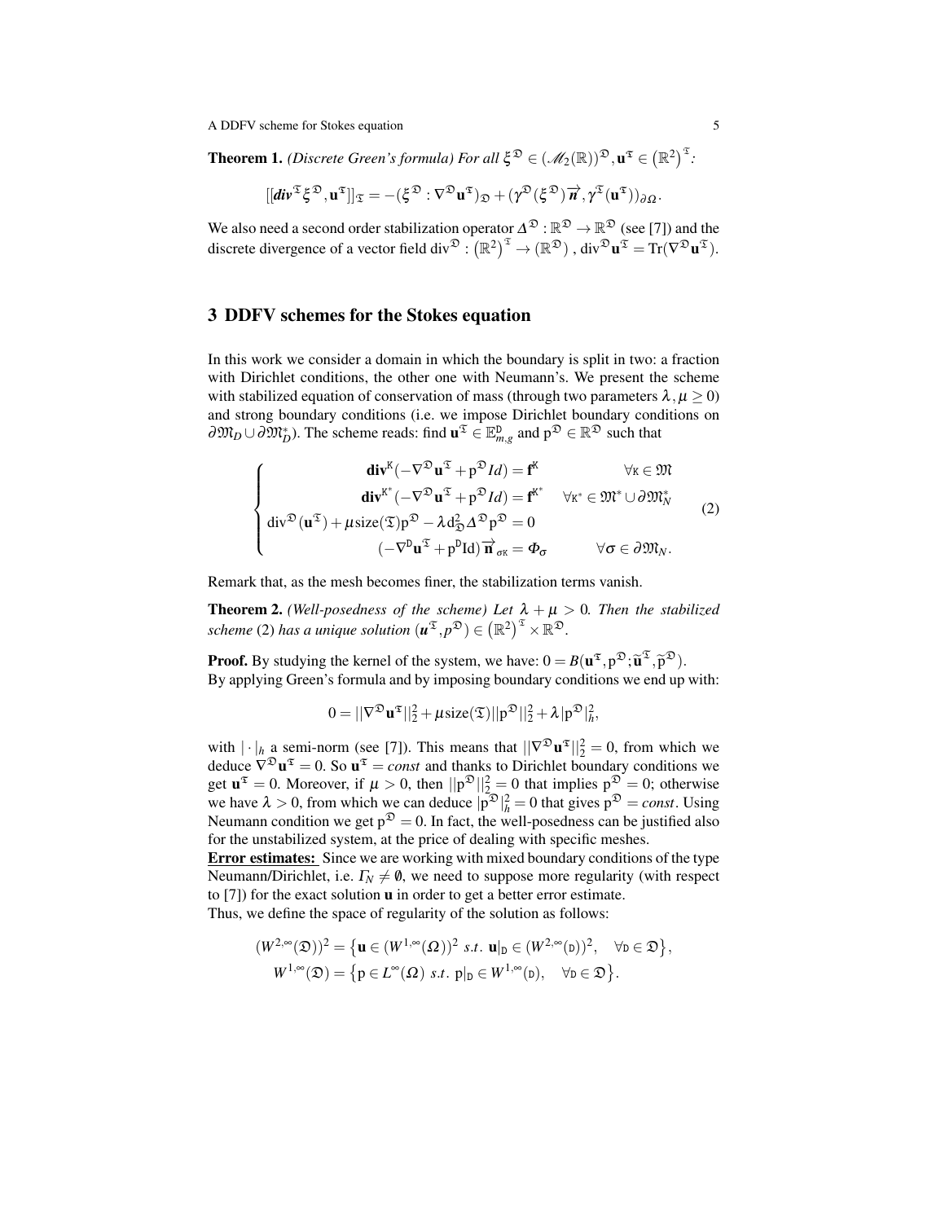**Theorem 1.** *(Discrete Green's formula) For all $\xi^{\mathfrak{D}} \in (\mathscr{M}_2(\mathbb{R}))^{\mathfrak{D}}, \mathbf{u}^{\mathfrak{T}} \in \left(\mathbb{R}^2\right)^{\mathfrak{T}}$:*

$$[[\mathbf{div}^{\mathfrak{T}} \xi^{\mathfrak{D}}, \mathbf{u}^{\mathfrak{T}}]]_{\mathfrak{T}} = -(\xi^{\mathfrak{D}} : \nabla^{\mathfrak{D}} \mathbf{u}^{\mathfrak{T}})_{\mathfrak{D}} + (\gamma^{\mathfrak{D}}(\xi^{\mathfrak{D}})\vec{n}, \gamma^{\mathfrak{T}}(\mathbf{u}^{\mathfrak{T}}))_{\partial\Omega}.$$

We also need a second order stabilization operator $\Delta^{\mathfrak{D}} : \mathbb{R}^{\mathfrak{D}} \to \mathbb{R}^{\mathfrak{D}}$ (see [7]) and the discrete divergence of a vector field $\mathrm{div}^{\mathfrak{D}} : \left(\mathbb{R}^2\right)^{\mathfrak{T}} \to (\mathbb{R}^{\mathfrak{D}})$, $\mathrm{div}^{\mathfrak{D}} \mathbf{u}^{\mathfrak{T}} = \mathrm{Tr}(\nabla^{\mathfrak{D}} \mathbf{u}^{\mathfrak{T}})$.

## 3 DDFV schemes for the Stokes equation

In this work we consider a domain in which the boundary is split in two: a fraction with Dirichlet conditions, the other one with Neumann's. We present the scheme with stabilized equation of conservation of mass (through two parameters $\lambda, \mu \geq 0$) and strong boundary conditions (i.e. we impose Dirichlet boundary conditions on $\partial\mathfrak{M}_D \cup \partial\mathfrak{M}_D^*$). The scheme reads: find $\mathbf{u}^{\mathfrak{T}} \in \mathbb{E}_{m,g}^{\mathrm{D}}$ and $\mathrm{p}^{\mathfrak{D}} \in \mathbb{R}^{\mathfrak{D}}$ such that

$$\begin{cases} \mathbf{div}^{\mathrm{K}}(-\nabla^{\mathfrak{D}} \mathbf{u}^{\mathfrak{T}} + \mathrm{p}^{\mathfrak{D}} Id) = \mathbf{f}^{\mathrm{K}} & \forall \mathrm{K} \in \mathfrak{M} \\ \mathbf{div}^{\mathrm{K}^*}(-\nabla^{\mathfrak{D}} \mathbf{u}^{\mathfrak{T}} + \mathrm{p}^{\mathfrak{D}} Id) = \mathbf{f}^{\mathrm{K}^*} & \forall \mathrm{K}^* \in \mathfrak{M}^* \cup \partial\mathfrak{M}_N^* \\ \mathrm{div}^{\mathfrak{D}}(\mathbf{u}^{\mathfrak{T}}) + \mu \mathrm{size}(\mathfrak{T})\mathrm{p}^{\mathfrak{D}} - \lambda \mathrm{d}_{\mathfrak{D}}^2 \Delta^{\mathfrak{D}} \mathrm{p}^{\mathfrak{D}} = 0 & \\ (-\nabla^{\mathrm{D}} \mathbf{u}^{\mathfrak{T}} + \mathrm{p}^{\mathrm{D}} \mathrm{Id})\vec{\mathbf{n}}_{\sigma\mathrm{K}} = \Phi_\sigma & \forall \sigma \in \partial\mathfrak{M}_N. \end{cases} \tag{2}$$

Remark that, as the mesh becomes finer, the stabilization terms vanish.

**Theorem 2.** *(Well-posedness of the scheme) Let $\lambda + \mu > 0$. Then the stabilized scheme* (2) *has a unique solution $(\mathbf{u}^{\mathfrak{T}}, p^{\mathfrak{D}}) \in \left(\mathbb{R}^2\right)^{\mathfrak{T}} \times \mathbb{R}^{\mathfrak{D}}$.*

**Proof.** By studying the kernel of the system, we have: $0 = B(\mathbf{u}^{\mathfrak{T}}, \mathrm{p}^{\mathfrak{D}}; \widetilde{\mathbf{u}}^{\mathfrak{T}}, \widetilde{\mathrm{p}}^{\mathfrak{D}})$.
By applying Green's formula and by imposing boundary conditions we end up with:

$$0 = ||\nabla^{\mathfrak{D}} \mathbf{u}^{\mathfrak{T}}||_2^2 + \mu \mathrm{size}(\mathfrak{T})||\mathrm{p}^{\mathfrak{D}}||_2^2 + \lambda |\mathrm{p}^{\mathfrak{D}}|_h^2,$$

with $|\cdot|_h$ a semi-norm (see [7]). This means that $||\nabla^{\mathfrak{D}} \mathbf{u}^{\mathfrak{T}}||_2^2 = 0$, from which we deduce $\nabla^{\mathfrak{D}} \mathbf{u}^{\mathfrak{T}} = 0$. So $\mathbf{u}^{\mathfrak{T}} = const$ and thanks to Dirichlet boundary conditions we get $\mathbf{u}^{\mathfrak{T}} = 0$. Moreover, if $\mu > 0$, then $||\mathrm{p}^{\mathfrak{D}}||_2^2 = 0$ that implies $\mathrm{p}^{\mathfrak{D}} = 0$; otherwise we have $\lambda > 0$, from which we can deduce $|\mathrm{p}^{\mathfrak{D}}|_h^2 = 0$ that gives $\mathrm{p}^{\mathfrak{D}} = const$. Using Neumann condition we get $\mathrm{p}^{\mathfrak{D}} = 0$. In fact, the well-posedness can be justified also for the unstabilized system, at the price of dealing with specific meshes.

**Error estimates:** Since we are working with mixed boundary conditions of the type Neumann/Dirichlet, i.e. $\Gamma_N \neq \emptyset$, we need to suppose more regularity (with respect to [7]) for the exact solution $\mathbf{u}$ in order to get a better error estimate.
Thus, we define the space of regularity of the solution as follows:

$$(W^{2,\infty}(\mathfrak{D}))^2 = \left\{\mathbf{u} \in (W^{1,\infty}(\Omega))^2 \ s.t.\ \mathbf{u}|_{\mathrm{D}} \in (W^{2,\infty}(\mathrm{D}))^2, \quad \forall \mathrm{D} \in \mathfrak{D}\right\},$$
$$W^{1,\infty}(\mathfrak{D}) = \left\{\mathrm{p} \in L^\infty(\Omega) \ s.t.\ \mathrm{p}|_{\mathrm{D}} \in W^{1,\infty}(\mathrm{D}), \quad \forall \mathrm{D} \in \mathfrak{D}\right\}.$$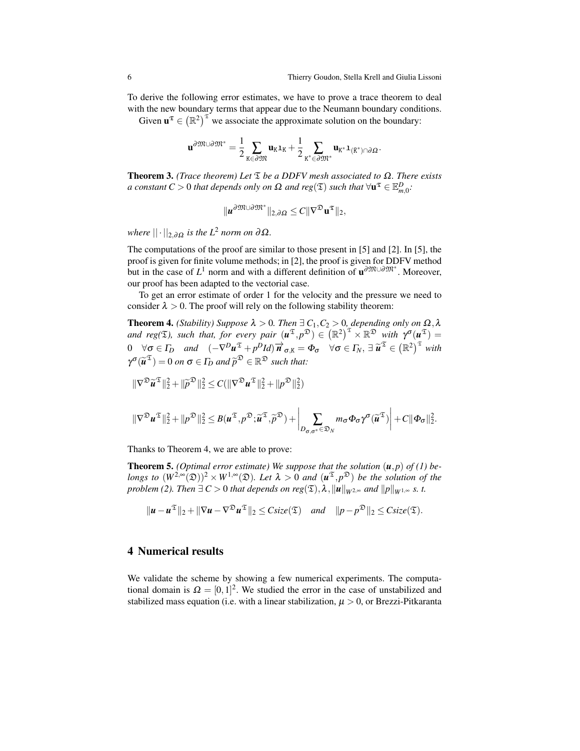To derive the following error estimates, we have to prove a trace theorem to deal with the new boundary terms that appear due to the Neumann boundary conditions.

Given $\mathbf{u}^{\mathfrak{T}} \in \left(\mathbb{R}^2\right)^{\mathfrak{T}}$ we associate the approximate solution on the boundary:

$$\mathbf{u}^{\partial\mathfrak{M}\cup\partial\mathfrak{M}^*} = \frac{1}{2}\sum_{\mathtt{K}\in\partial\mathfrak{M}} \mathbf{u}_{\mathtt{K}}\mathbf{1}_{\mathtt{K}} + \frac{1}{2}\sum_{\mathtt{K}^*\in\partial\mathfrak{M}^*} \mathbf{u}_{\mathtt{K}^*}\mathbf{1}_{(\bar{\mathtt{K}}^*)\cap\partial\Omega}.$$

**Theorem 3.** *(Trace theorem) Let $\mathfrak{T}$ be a DDFV mesh associated to $\Omega$. There exists a constant $C > 0$ that depends only on $\Omega$ and $reg(\mathfrak{T})$ such that $\forall \mathbf{u}^{\mathfrak{T}} \in \mathbb{E}^D_{m,0}$:*

$$\|\boldsymbol{u}^{\partial\mathfrak{M}\cup\partial\mathfrak{M}^*}\|_{2,\partial\Omega} \leq C\|\nabla^{\mathfrak{D}}\mathbf{u}^{\mathfrak{T}}\|_2,$$

*where $||\cdot||_{2,\partial\Omega}$ is the $L^2$ norm on $\partial\Omega$.*

The computations of the proof are similar to those present in [5] and [2]. In [5], the proof is given for finite volume methods; in [2], the proof is given for DDFV method but in the case of $L^1$ norm and with a different definition of $\mathbf{u}^{\partial\mathfrak{M}\cup\partial\mathfrak{M}^*}$. Moreover, our proof has been adapted to the vectorial case.

To get an error estimate of order 1 for the velocity and the pressure we need to consider $\lambda > 0$. The proof will rely on the following stability theorem:

**Theorem 4.** *(Stability) Suppose $\lambda > 0$. Then $\exists\, C_1, C_2 > 0$, depending only on $\Omega, \lambda$ and reg($\mathfrak{T}$), such that, for every pair $(\boldsymbol{u}^{\mathfrak{T}}, p^{\mathfrak{D}}) \in \left(\mathbb{R}^2\right)^{\mathfrak{T}} \times \mathbb{R}^{\mathfrak{D}}$ with $\gamma^{\sigma}(\boldsymbol{u}^{\mathfrak{T}}) = 0 \quad \forall\sigma \in \Gamma_D \quad and \quad (-\nabla^D \boldsymbol{u}^{\mathfrak{T}} + p^D Id)\vec{\boldsymbol{n}}_{\sigma,\mathtt{K}} = \Phi_\sigma \quad \forall\sigma \in \Gamma_N$, $\exists\, \widetilde{\boldsymbol{u}}^{\mathfrak{T}} \in \left(\mathbb{R}^2\right)^{\mathfrak{T}}$ with $\gamma^{\sigma}(\widetilde{\boldsymbol{u}}^{\mathfrak{T}}) = 0$ on $\sigma \in \Gamma_D$ and $\widetilde{p}^{\mathfrak{D}} \in \mathbb{R}^{\mathfrak{D}}$ such that:*

$$\|\nabla^{\mathfrak{D}}\widetilde{\boldsymbol{u}}^{\mathfrak{T}}\|_2^2 + \|\widetilde{p}^{\mathfrak{D}}\|_2^2 \leq C(\|\nabla^{\mathfrak{D}}\boldsymbol{u}^{\mathfrak{T}}\|_2^2 + \|p^{\mathfrak{D}}\|_2^2)$$

$$\|\nabla^{\mathfrak{D}}\boldsymbol{u}^{\mathfrak{T}}\|_2^2 + \|p^{\mathfrak{D}}\|_2^2 \leq B(\boldsymbol{u}^{\mathfrak{T}}, p^{\mathfrak{D}}; \widetilde{\boldsymbol{u}}^{\mathfrak{T}}, \widetilde{p}^{\mathfrak{D}}) + \left|\sum_{D_{\sigma,\sigma^*}\in\mathfrak{D}_N} m_\sigma \Phi_\sigma \gamma^{\sigma}(\widetilde{\boldsymbol{u}}^{\mathfrak{T}})\right| + C\|\Phi_\sigma\|_2^2.$$

Thanks to Theorem 4, we are able to prove:

**Theorem 5.** *(Optimal error estimate) We suppose that the solution $(\boldsymbol{u}, p)$ of (1) belongs to $(W^{2,\infty}(\mathfrak{D}))^2 \times W^{1,\infty}(\mathfrak{D})$. Let $\lambda > 0$ and $(\boldsymbol{u}^{\mathfrak{T}}, p^{\mathfrak{D}})$ be the solution of the problem (2). Then $\exists\, C > 0$ that depends on $reg(\mathfrak{T}), \lambda, \|\boldsymbol{u}\|_{W^{2,\infty}}$ and $\|p\|_{W^{1,\infty}}$ s. t.*

$$\|\boldsymbol{u} - \boldsymbol{u}^{\mathfrak{T}}\|_2 + \|\nabla\boldsymbol{u} - \nabla^{\mathfrak{D}}\boldsymbol{u}^{\mathfrak{T}}\|_2 \leq C size(\mathfrak{T}) \quad and \quad \|p - p^{\mathfrak{D}}\|_2 \leq C size(\mathfrak{T}).$$

## 4 Numerical results

We validate the scheme by showing a few numerical experiments. The computational domain is $\Omega = [0,1]^2$. We studied the error in the case of unstabilized and stabilized mass equation (i.e. with a linear stabilization, $\mu > 0$, or Brezzi-Pitkaranta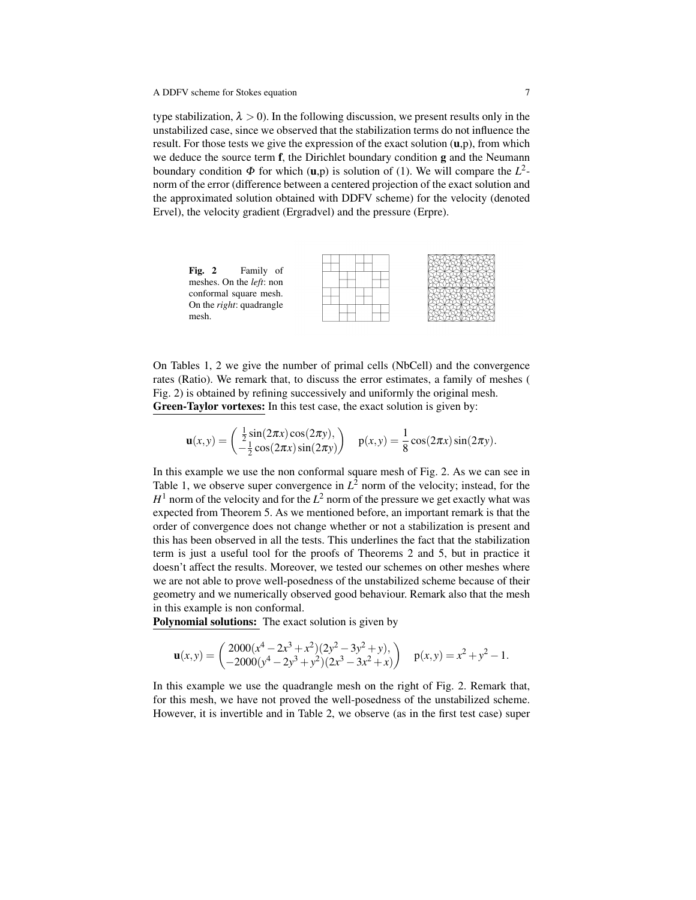type stabilization, $\lambda > 0$). In the following discussion, we present results only in the unstabilized case, since we observed that the stabilization terms do not influence the result. For those tests we give the expression of the exact solution ($\mathbf{u}$,p), from which we deduce the source term $\mathbf{f}$, the Dirichlet boundary condition $\mathbf{g}$ and the Neumann boundary condition $\Phi$ for which ($\mathbf{u}$,p) is solution of (1). We will compare the $L^2$-norm of the error (difference between a centered projection of the exact solution and the approximated solution obtained with DDFV scheme) for the velocity (denoted Ervel), the velocity gradient (Ergradvel) and the pressure (Erpre).

**Fig. 2** Family of meshes. On the *left*: non conformal square mesh. On the *right*: quadrangle mesh.

On Tables 1, 2 we give the number of primal cells (NbCell) and the convergence rates (Ratio). We remark that, to discuss the error estimates, a family of meshes ( Fig. 2) is obtained by refining successively and uniformly the original mesh.

**Green-Taylor vortexes:** In this test case, the exact solution is given by:

$$\mathbf{u}(x,y) = \begin{pmatrix} \frac{1}{2}\sin(2\pi x)\cos(2\pi y), \\ -\frac{1}{2}\cos(2\pi x)\sin(2\pi y) \end{pmatrix} \quad \mathrm{p}(x,y) = \frac{1}{8}\cos(2\pi x)\sin(2\pi y).$$

In this example we use the non conformal square mesh of Fig. 2. As we can see in Table 1, we observe super convergence in $L^2$ norm of the velocity; instead, for the $H^1$ norm of the velocity and for the $L^2$ norm of the pressure we get exactly what was expected from Theorem 5. As we mentioned before, an important remark is that the order of convergence does not change whether or not a stabilization is present and this has been observed in all the tests. This underlines the fact that the stabilization term is just a useful tool for the proofs of Theorems 2 and 5, but in practice it doesn't affect the results. Moreover, we tested our schemes on other meshes where we are not able to prove well-posedness of the unstabilized scheme because of their geometry and we numerically observed good behaviour. Remark also that the mesh in this example is non conformal.

**Polynomial solutions:** The exact solution is given by

$$\mathbf{u}(x,y) = \begin{pmatrix} 2000(x^4 - 2x^3 + x^2)(2y^2 - 3y^2 + y), \\ -2000(y^4 - 2y^3 + y^2)(2x^3 - 3x^2 + x) \end{pmatrix} \quad \mathrm{p}(x,y) = x^2 + y^2 - 1.$$

In this example we use the quadrangle mesh on the right of Fig. 2. Remark that, for this mesh, we have not proved the well-posedness of the unstabilized scheme. However, it is invertible and in Table 2, we observe (as in the first test case) super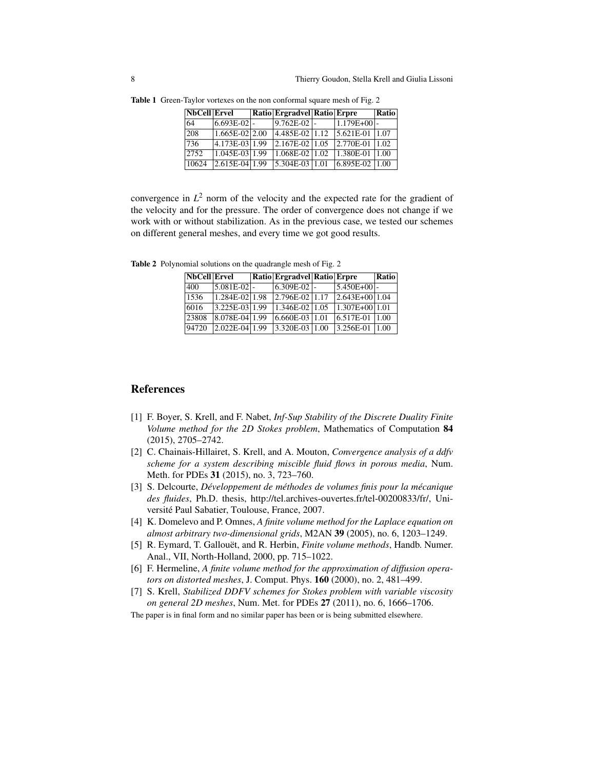**Table 1** Green-Taylor vortexes on the non conformal square mesh of Fig. 2

| NbCell | Ervel | Ratio | Ergradvel | Ratio | Erpre | Ratio |
|---|---|---|---|---|---|---|
| 64 | 6.693E-02 | - | 9.762E-02 | - | 1.179E+00 | - |
| 208 | 1.665E-02 | 2.00 | 4.485E-02 | 1.12 | 5.621E-01 | 1.07 |
| 736 | 4.173E-03 | 1.99 | 2.167E-02 | 1.05 | 2.770E-01 | 1.02 |
| 2752 | 1.045E-03 | 1.99 | 1.068E-02 | 1.02 | 1.380E-01 | 1.00 |
| 10624 | 2.615E-04 | 1.99 | 5.304E-03 | 1.01 | 6.895E-02 | 1.00 |

convergence in $L^2$ norm of the velocity and the expected rate for the gradient of the velocity and for the pressure. The order of convergence does not change if we work with or without stabilization. As in the previous case, we tested our schemes on different general meshes, and every time we got good results.

**Table 2** Polynomial solutions on the quadrangle mesh of Fig. 2

| NbCell | Ervel | Ratio | Ergradvel | Ratio | Erpre | Ratio |
|---|---|---|---|---|---|---|
| 400 | 5.081E-02 | - | 6.309E-02 | - | 5.450E+00 | - |
| 1536 | 1.284E-02 | 1.98 | 2.796E-02 | 1.17 | 2.643E+00 | 1.04 |
| 6016 | 3.225E-03 | 1.99 | 1.346E-02 | 1.05 | 1.307E+00 | 1.01 |
| 23808 | 8.078E-04 | 1.99 | 6.660E-03 | 1.01 | 6.517E-01 | 1.00 |
| 94720 | 2.022E-04 | 1.99 | 3.320E-03 | 1.00 | 3.256E-01 | 1.00 |

## References

[1] F. Boyer, S. Krell, and F. Nabet, *Inf-Sup Stability of the Discrete Duality Finite Volume method for the 2D Stokes problem*, Mathematics of Computation **84** (2015), 2705–2742.

[2] C. Chainais-Hillairet, S. Krell, and A. Mouton, *Convergence analysis of a ddfv scheme for a system describing miscible fluid flows in porous media*, Num. Meth. for PDEs **31** (2015), no. 3, 723–760.

[3] S. Delcourte, *Développement de méthodes de volumes finis pour la mécanique des fluides*, Ph.D. thesis, http://tel.archives-ouvertes.fr/tel-00200833/fr/, Université Paul Sabatier, Toulouse, France, 2007.

[4] K. Domelevo and P. Omnes, *A finite volume method for the Laplace equation on almost arbitrary two-dimensional grids*, M2AN **39** (2005), no. 6, 1203–1249.

[5] R. Eymard, T. Gallouët, and R. Herbin, *Finite volume methods*, Handb. Numer. Anal., VII, North-Holland, 2000, pp. 715–1022.

[6] F. Hermeline, *A finite volume method for the approximation of diffusion operators on distorted meshes*, J. Comput. Phys. **160** (2000), no. 2, 481–499.

[7] S. Krell, *Stabilized DDFV schemes for Stokes problem with variable viscosity on general 2D meshes*, Num. Met. for PDEs **27** (2011), no. 6, 1666–1706.

The paper is in final form and no similar paper has been or is being submitted elsewhere.